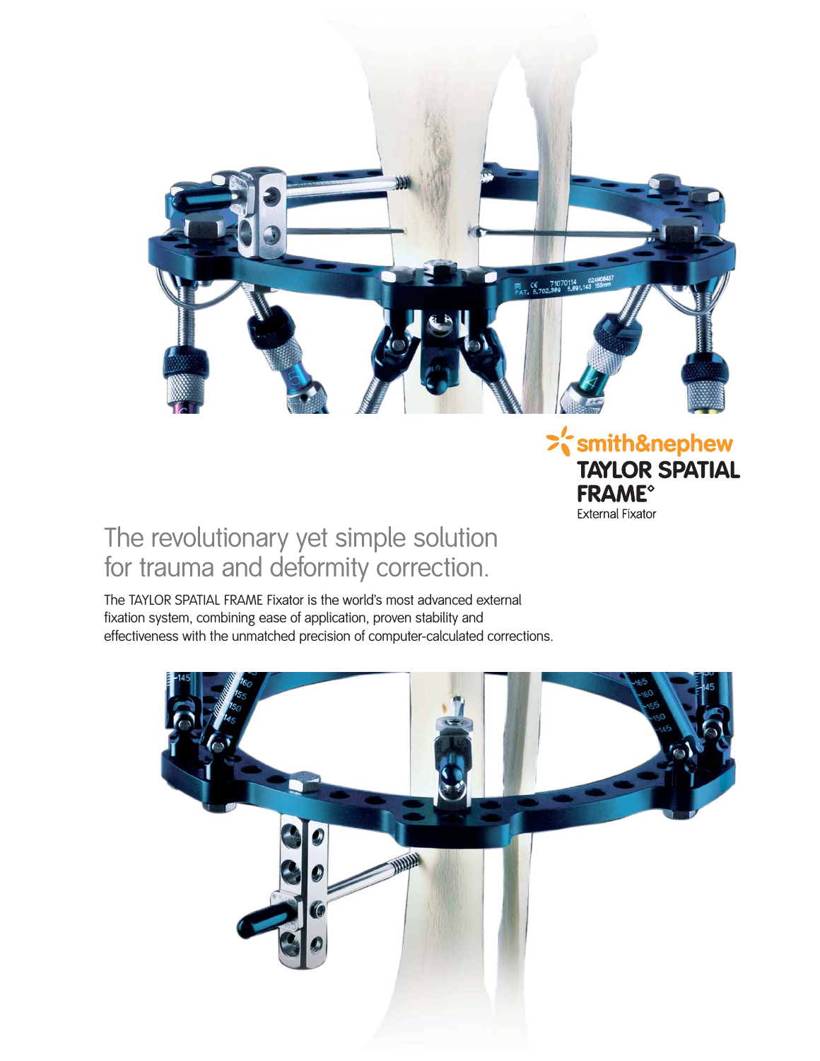smith&nephew

**TAYLOR SPATIAL FRAME°**

External Fixator

# The revolutionary yet simple solution for trauma and deformity correction.

The TAYLOR SPATIAL FRAME Fixator is the world's most advanced external fixation system, combining ease of application, proven stability and effectiveness with the unmatched precision of computer-calculated corrections.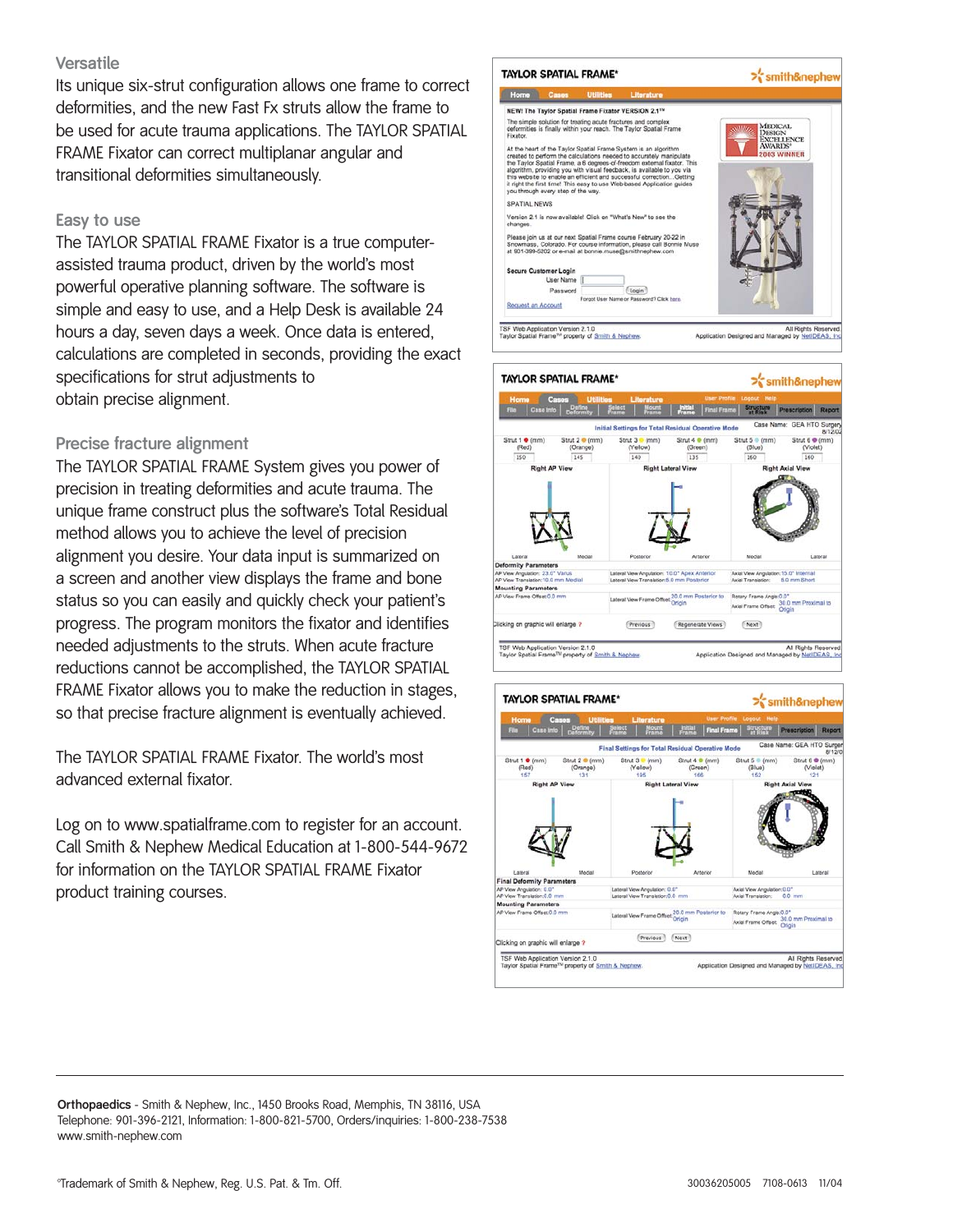### Versatile

Its unique six-strut configuration allows one frame to correct deformities, and the new Fast Fx struts allow the frame to be used for acute trauma applications. The TAYLOR SPATIAL FRAME Fixator can correct multiplanar angular and transitional deformities simultaneously.

### Easy to use

The TAYLOR SPATIAL FRAME Fixator is a true computer-assisted trauma product, driven by the world's most powerful operative planning software. The software is simple and easy to use, and a Help Desk is available 24 hours a day, seven days a week. Once data is entered, calculations are completed in seconds, providing the exact specifications for strut adjustments to obtain precise alignment.

### Precise fracture alignment

The TAYLOR SPATIAL FRAME System gives you power of precision in treating deformities and acute trauma. The unique frame construct plus the software's Total Residual method allows you to achieve the level of precision alignment you desire. Your data input is summarized on a screen and another view displays the frame and bone status so you can easily and quickly check your patient's progress. The program monitors the fixator and identifies needed adjustments to the struts. When acute fracture reductions cannot be accomplished, the TAYLOR SPATIAL FRAME Fixator allows you to make the reduction in stages, so that precise fracture alignment is eventually achieved.

The TAYLOR SPATIAL FRAME Fixator. The world's most advanced external fixator.

Log on to www.spatialframe.com to register for an account. Call Smith & Nephew Medical Education at 1-800-544-9672 for information on the TAYLOR SPATIAL FRAME Fixator product training courses.

**Orthopaedics** - Smith & Nephew, Inc., 1450 Brooks Road, Memphis, TN 38116, USA
Telephone: 901-396-2121, Information: 1-800-821-5700, Orders/inquiries: 1-800-238-7538
www.smith-nephew.com

°Trademark of Smith & Nephew, Reg. U.S. Pat. & Tm. Off.

30036205005 7108-0613 11/04